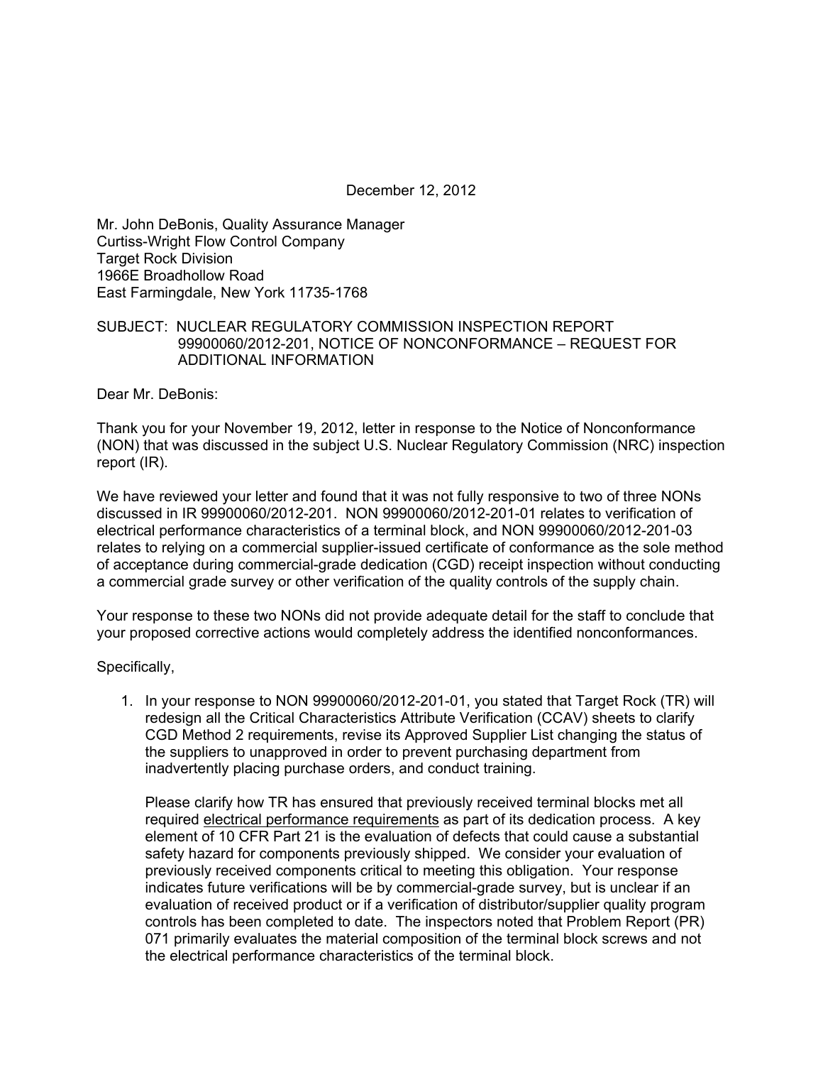December 12, 2012

Mr. John DeBonis, Quality Assurance Manager
Curtiss-Wright Flow Control Company
Target Rock Division
1966E Broadhollow Road
East Farmingdale, New York 11735-1768

SUBJECT: NUCLEAR REGULATORY COMMISSION INSPECTION REPORT 99900060/2012-201, NOTICE OF NONCONFORMANCE – REQUEST FOR ADDITIONAL INFORMATION

Dear Mr. DeBonis:

Thank you for your November 19, 2012, letter in response to the Notice of Nonconformance (NON) that was discussed in the subject U.S. Nuclear Regulatory Commission (NRC) inspection report (IR).

We have reviewed your letter and found that it was not fully responsive to two of three NONs discussed in IR 99900060/2012-201. NON 99900060/2012-201-01 relates to verification of electrical performance characteristics of a terminal block, and NON 99900060/2012-201-03 relates to relying on a commercial supplier-issued certificate of conformance as the sole method of acceptance during commercial-grade dedication (CGD) receipt inspection without conducting a commercial grade survey or other verification of the quality controls of the supply chain.

Your response to these two NONs did not provide adequate detail for the staff to conclude that your proposed corrective actions would completely address the identified nonconformances.

Specifically,

1. In your response to NON 99900060/2012-201-01, you stated that Target Rock (TR) will redesign all the Critical Characteristics Attribute Verification (CCAV) sheets to clarify CGD Method 2 requirements, revise its Approved Supplier List changing the status of the suppliers to unapproved in order to prevent purchasing department from inadvertently placing purchase orders, and conduct training.

   Please clarify how TR has ensured that previously received terminal blocks met all required <u>electrical performance requirements</u> as part of its dedication process. A key element of 10 CFR Part 21 is the evaluation of defects that could cause a substantial safety hazard for components previously shipped. We consider your evaluation of previously received components critical to meeting this obligation. Your response indicates future verifications will be by commercial-grade survey, but is unclear if an evaluation of received product or if a verification of distributor/supplier quality program controls has been completed to date. The inspectors noted that Problem Report (PR) 071 primarily evaluates the material composition of the terminal block screws and not the electrical performance characteristics of the terminal block.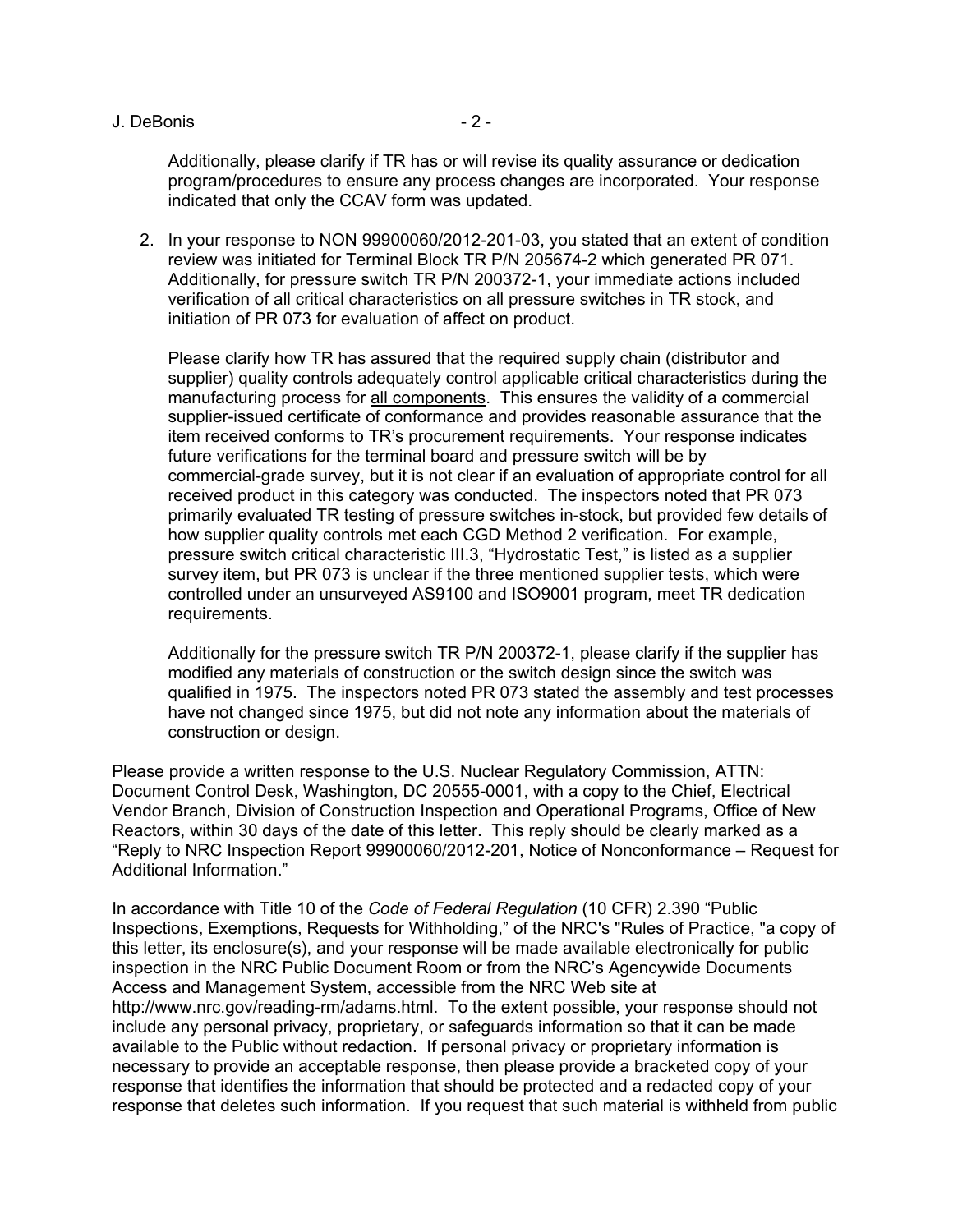Additionally, please clarify if TR has or will revise its quality assurance or dedication program/procedures to ensure any process changes are incorporated. Your response indicated that only the CCAV form was updated.

2. In your response to NON 99900060/2012-201-03, you stated that an extent of condition review was initiated for Terminal Block TR P/N 205674-2 which generated PR 071. Additionally, for pressure switch TR P/N 200372-1, your immediate actions included verification of all critical characteristics on all pressure switches in TR stock, and initiation of PR 073 for evaluation of affect on product.

   Please clarify how TR has assured that the required supply chain (distributor and supplier) quality controls adequately control applicable critical characteristics during the manufacturing process for <u>all components</u>. This ensures the validity of a commercial supplier-issued certificate of conformance and provides reasonable assurance that the item received conforms to TR's procurement requirements. Your response indicates future verifications for the terminal board and pressure switch will be by commercial-grade survey, but it is not clear if an evaluation of appropriate control for all received product in this category was conducted. The inspectors noted that PR 073 primarily evaluated TR testing of pressure switches in-stock, but provided few details of how supplier quality controls met each CGD Method 2 verification. For example, pressure switch critical characteristic III.3, "Hydrostatic Test," is listed as a supplier survey item, but PR 073 is unclear if the three mentioned supplier tests, which were controlled under an unsurveyed AS9100 and ISO9001 program, meet TR dedication requirements.

   Additionally for the pressure switch TR P/N 200372-1, please clarify if the supplier has modified any materials of construction or the switch design since the switch was qualified in 1975. The inspectors noted PR 073 stated the assembly and test processes have not changed since 1975, but did not note any information about the materials of construction or design.

Please provide a written response to the U.S. Nuclear Regulatory Commission, ATTN: Document Control Desk, Washington, DC 20555-0001, with a copy to the Chief, Electrical Vendor Branch, Division of Construction Inspection and Operational Programs, Office of New Reactors, within 30 days of the date of this letter. This reply should be clearly marked as a "Reply to NRC Inspection Report 99900060/2012-201, Notice of Nonconformance – Request for Additional Information."

In accordance with Title 10 of the *Code of Federal Regulation* (10 CFR) 2.390 "Public Inspections, Exemptions, Requests for Withholding," of the NRC's "Rules of Practice, "a copy of this letter, its enclosure(s), and your response will be made available electronically for public inspection in the NRC Public Document Room or from the NRC's Agencywide Documents Access and Management System, accessible from the NRC Web site at http://www.nrc.gov/reading-rm/adams.html. To the extent possible, your response should not include any personal privacy, proprietary, or safeguards information so that it can be made available to the Public without redaction. If personal privacy or proprietary information is necessary to provide an acceptable response, then please provide a bracketed copy of your response that identifies the information that should be protected and a redacted copy of your response that deletes such information. If you request that such material is withheld from public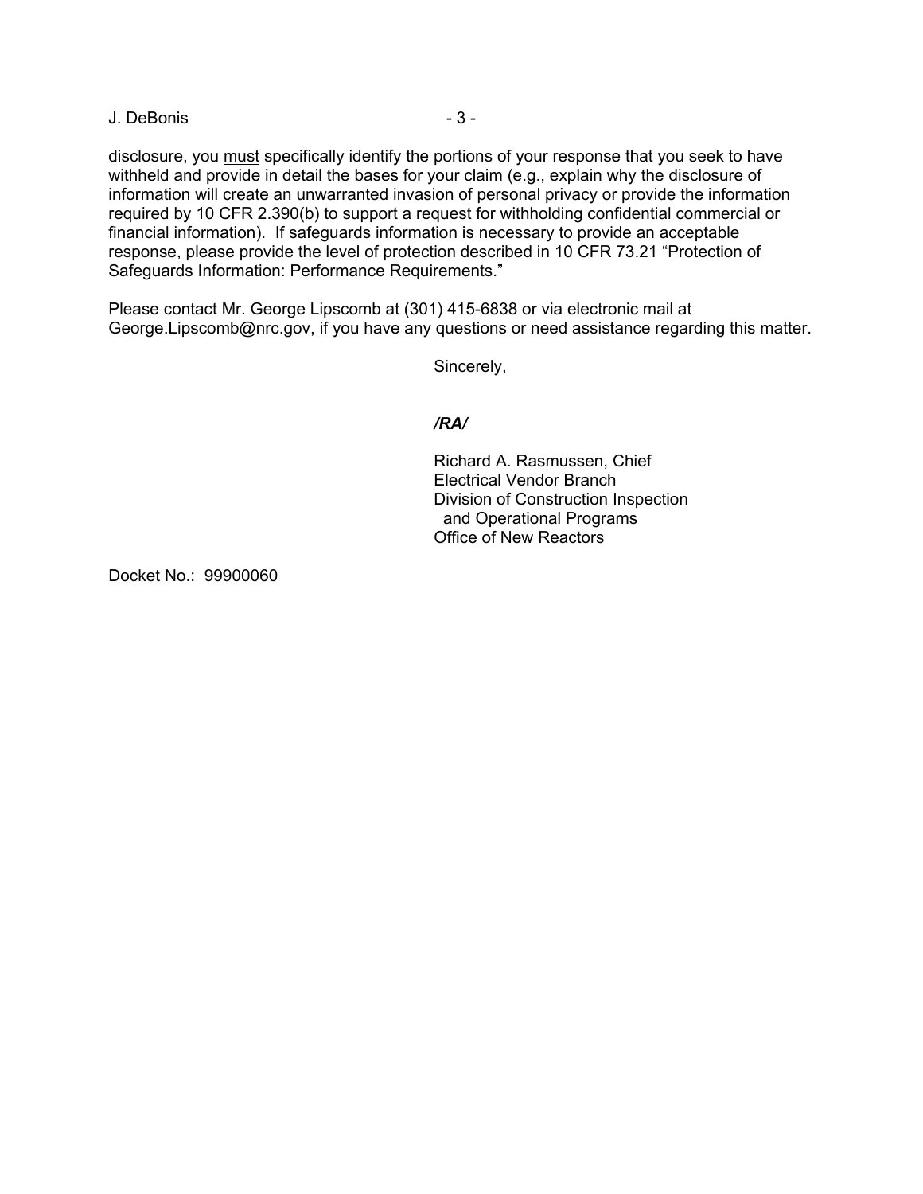disclosure, you <u>must</u> specifically identify the portions of your response that you seek to have withheld and provide in detail the bases for your claim (e.g., explain why the disclosure of information will create an unwarranted invasion of personal privacy or provide the information required by 10 CFR 2.390(b) to support a request for withholding confidential commercial or financial information). If safeguards information is necessary to provide an acceptable response, please provide the level of protection described in 10 CFR 73.21 "Protection of Safeguards Information: Performance Requirements."

Please contact Mr. George Lipscomb at (301) 415-6838 or via electronic mail at George.Lipscomb@nrc.gov, if you have any questions or need assistance regarding this matter.

Sincerely,

***/RA/***

Richard A. Rasmussen, Chief
Electrical Vendor Branch
Division of Construction Inspection
and Operational Programs
Office of New Reactors

Docket No.: 99900060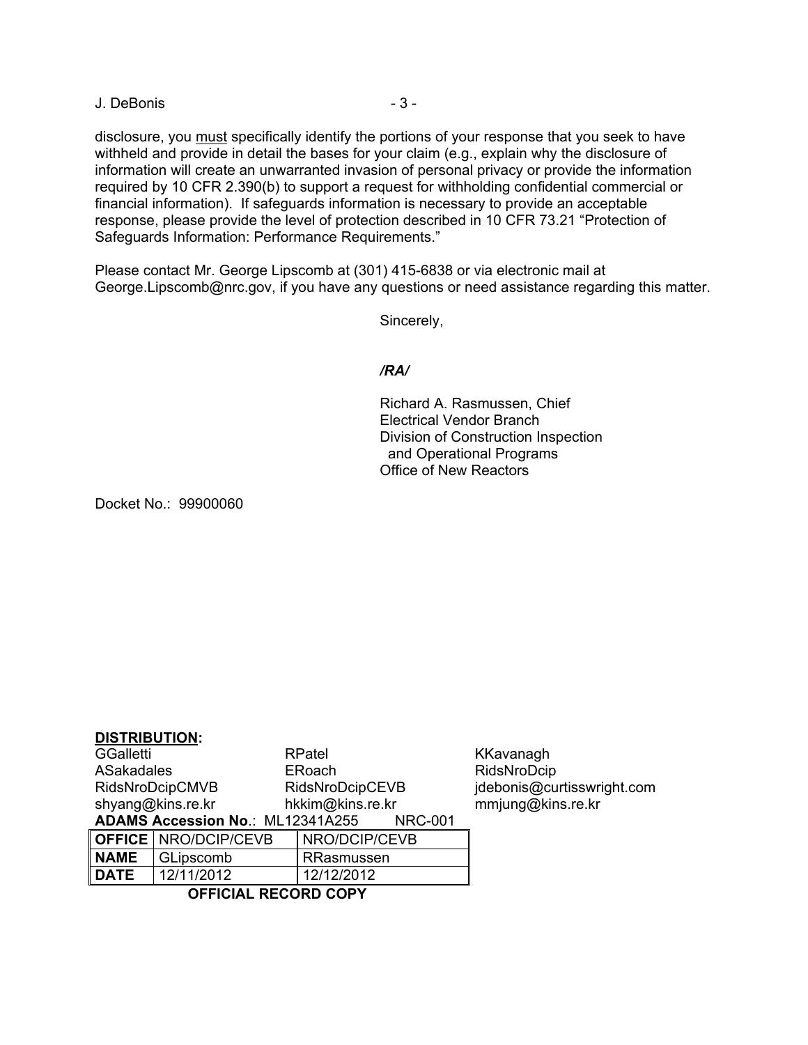disclosure, you must specifically identify the portions of your response that you seek to have withheld and provide in detail the bases for your claim (e.g., explain why the disclosure of information will create an unwarranted invasion of personal privacy or provide the information required by 10 CFR 2.390(b) to support a request for withholding confidential commercial or financial information). If safeguards information is necessary to provide an acceptable response, please provide the level of protection described in 10 CFR 73.21 "Protection of Safeguards Information: Performance Requirements."

Please contact Mr. George Lipscomb at (301) 415-6838 or via electronic mail at George.Lipscomb@nrc.gov, if you have any questions or need assistance regarding this matter.

Sincerely,

*/RA/*

Richard A. Rasmussen, Chief
Electrical Vendor Branch
Division of Construction Inspection
and Operational Programs
Office of New Reactors

Docket No.: 99900060

**DISTRIBUTION:**

| | | |
|---|---|---|
| GGalletti | RPatel | KKavanagh |
| ASakadales | ERoach | RidsNroDcip |
| RidsNroDcipCMVB | RidsNroDcipCEVB | jdebonis@curtisswright.com |
| shyang@kins.re.kr | hkkim@kins.re.kr | mmjung@kins.re.kr |

**ADAMS Accession No**.: ML12341A255 NRC-001

| **OFFICE** | NRO/DCIP/CEVB | NRO/DCIP/CEVB |
|---|---|---|
| **NAME** | GLipscomb | RRasmussen |
| **DATE** | 12/11/2012 | 12/12/2012 |

**OFFICIAL RECORD COPY**